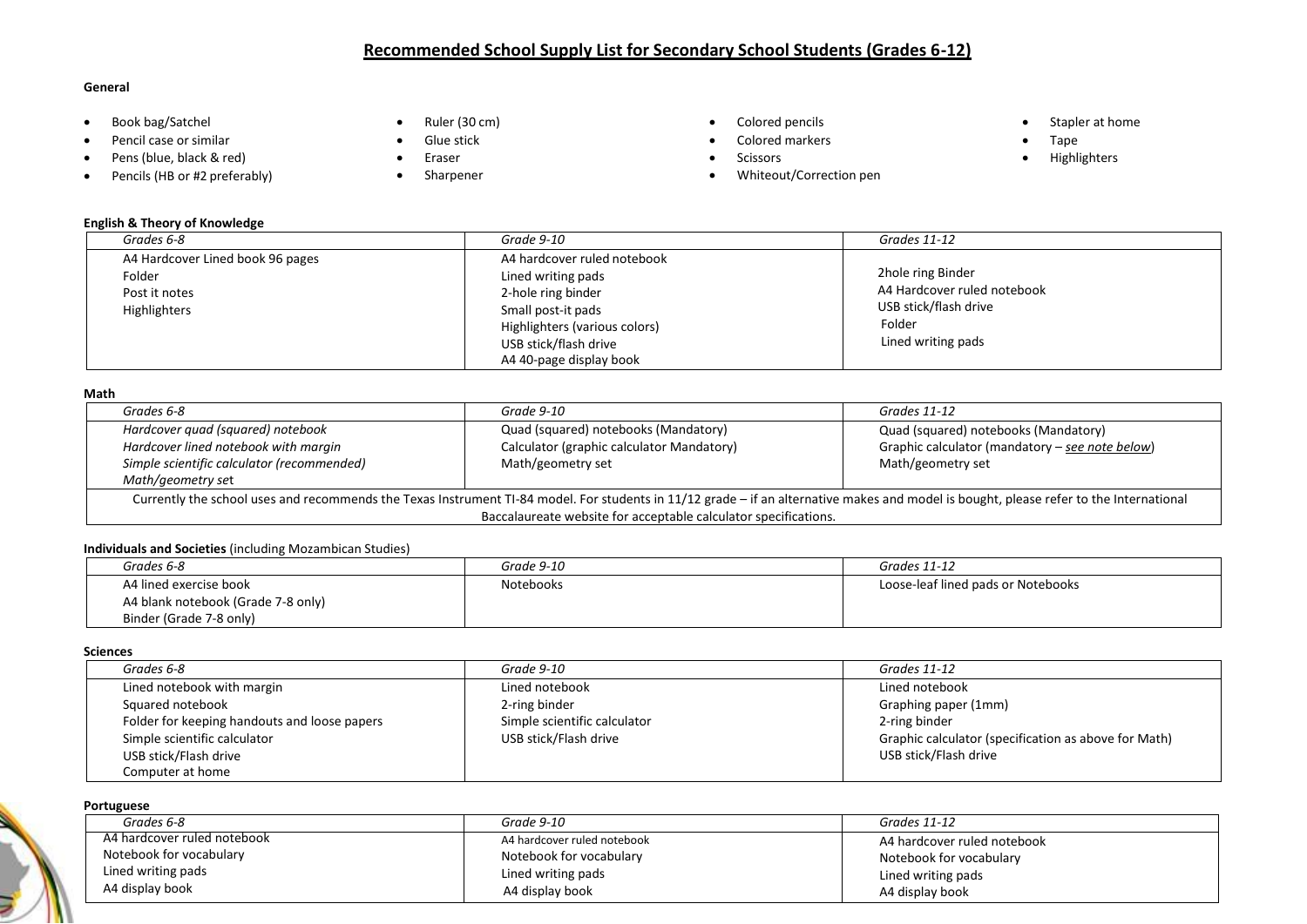# Recommended School Supply List for Secondary School Students (Grades 6-12)

**General**

- Book bag/Satchel
- Pencil case or similar
- Pens (blue, black & red)
- Pencils (HB or #2 preferably)
- Ruler (30 cm)
- Glue stick
- Eraser
- Sharpener
- Colored pencils
- Colored markers
- Scissors
- Whiteout/Correction pen
- Stapler at home
- Tape
- Highlighters

**English & Theory of Knowledge**

| *Grades 6-8* | *Grade 9-10* | *Grades 11-12* |
|---|---|---|
| A4 Hardcover Lined book 96 pages<br>Folder<br>Post it notes<br>Highlighters | A4 hardcover ruled notebook<br>Lined writing pads<br>2-hole ring binder<br>Small post-it pads<br>Highlighters (various colors)<br>USB stick/flash drive<br>A4 40-page display book | 2hole ring Binder<br>A4 Hardcover ruled notebook<br>USB stick/flash drive<br>Folder<br>Lined writing pads |

**Math**

| *Grades 6-8* | *Grade 9-10* | *Grades 11-12* |
|---|---|---|
| *Hardcover quad (squared) notebook*<br>*Hardcover lined notebook with margin*<br>*Simple scientific calculator (recommended)*<br>*Math/geometry set* | Quad (squared) notebooks (Mandatory)<br>Calculator (graphic calculator Mandatory)<br>Math/geometry set | Quad (squared) notebooks (Mandatory)<br>Graphic calculator (mandatory – *see note below*)<br>Math/geometry set |
| Currently the school uses and recommends the Texas Instrument TI-84 model. For students in 11/12 grade – if an alternative makes and model is bought, please refer to the International Baccalaureate website for acceptable calculator specifications. | | |

**Individuals and Societies** (including Mozambican Studies)

| *Grades 6-8* | *Grade 9-10* | *Grades 11-12* |
|---|---|---|
| A4 lined exercise book<br>A4 blank notebook (Grade 7-8 only)<br>Binder (Grade 7-8 only) | Notebooks | Loose-leaf lined pads or Notebooks |

**Sciences**

| *Grades 6-8* | *Grade 9-10* | *Grades 11-12* |
|---|---|---|
| Lined notebook with margin<br>Squared notebook<br>Folder for keeping handouts and loose papers<br>Simple scientific calculator<br>USB stick/Flash drive<br>Computer at home | Lined notebook<br>2-ring binder<br>Simple scientific calculator<br>USB stick/Flash drive | Lined notebook<br>Graphing paper (1mm)<br>2-ring binder<br>Graphic calculator (specification as above for Math)<br>USB stick/Flash drive |

**Portuguese**

| *Grades 6-8* | *Grade 9-10* | *Grades 11-12* |
|---|---|---|
| A4 hardcover ruled notebook<br>Notebook for vocabulary<br>Lined writing pads<br>A4 display book | A4 hardcover ruled notebook<br>Notebook for vocabulary<br>Lined writing pads<br>A4 display book | A4 hardcover ruled notebook<br>Notebook for vocabulary<br>Lined writing pads<br>A4 display book |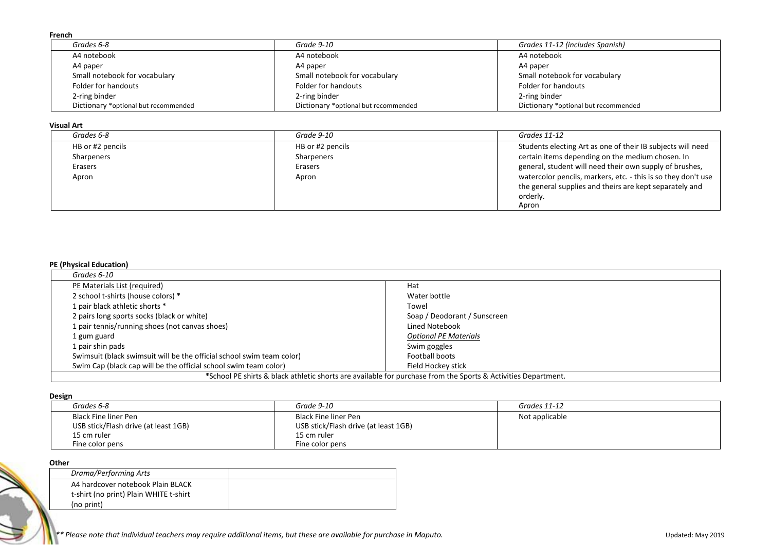**French**

| Grades 6-8 | Grade 9-10 | Grades 11-12 (includes Spanish) |
| --- | --- | --- |
| A4 notebook | A4 notebook | A4 notebook |
| A4 paper | A4 paper | A4 paper |
| Small notebook for vocabulary | Small notebook for vocabulary | Small notebook for vocabulary |
| Folder for handouts | Folder for handouts | Folder for handouts |
| 2-ring binder | 2-ring binder | 2-ring binder |
| Dictionary *optional but recommended | Dictionary *optional but recommended | Dictionary *optional but recommended |

**Visual Art**

| Grades 6-8 | Grade 9-10 | Grades 11-12 |
| --- | --- | --- |
| HB or #2 pencils<br>Sharpeners<br>Erasers<br>Apron | HB or #2 pencils<br>Sharpeners<br>Erasers<br>Apron | Students electing Art as one of their IB subjects will need certain items depending on the medium chosen. In general, student will need their own supply of brushes, watercolor pencils, markers, etc. - this is so they don't use the general supplies and theirs are kept separately and orderly.<br>Apron |

**PE (Physical Education)**

| Grades 6-10 | |
| --- | --- |
| PE Materials List (required) | Hat |
| 2 school t-shirts (house colors) * | Water bottle |
| 1 pair black athletic shorts * | Towel |
| 2 pairs long sports socks (black or white) | Soap / Deodorant / Sunscreen |
| 1 pair tennis/running shoes (not canvas shoes) | Lined Notebook |
| 1 gum guard | *Optional PE Materials* |
| 1 pair shin pads | Swim goggles |
| Swimsuit (black swimsuit will be the official school swim team color) | Football boots |
| Swim Cap (black cap will be the official school swim team color) | Field Hockey stick |
| *School PE shirts & black athletic shorts are available for purchase from the Sports & Activities Department. | |

**Design**

| Grades 6-8 | Grade 9-10 | Grades 11-12 |
| --- | --- | --- |
| Black Fine liner Pen<br>USB stick/Flash drive (at least 1GB)<br>15 cm ruler<br>Fine color pens | Black Fine liner Pen<br>USB stick/Flash drive (at least 1GB)<br>15 cm ruler<br>Fine color pens | Not applicable |

**Other**

| Drama/Performing Arts | |
| --- | --- |
| A4 hardcover notebook Plain BLACK t-shirt (no print) Plain WHITE t-shirt (no print) | |

*** Please note that individual teachers may require additional items, but these are available for purchase in Maputo.*

Updated: May 2019